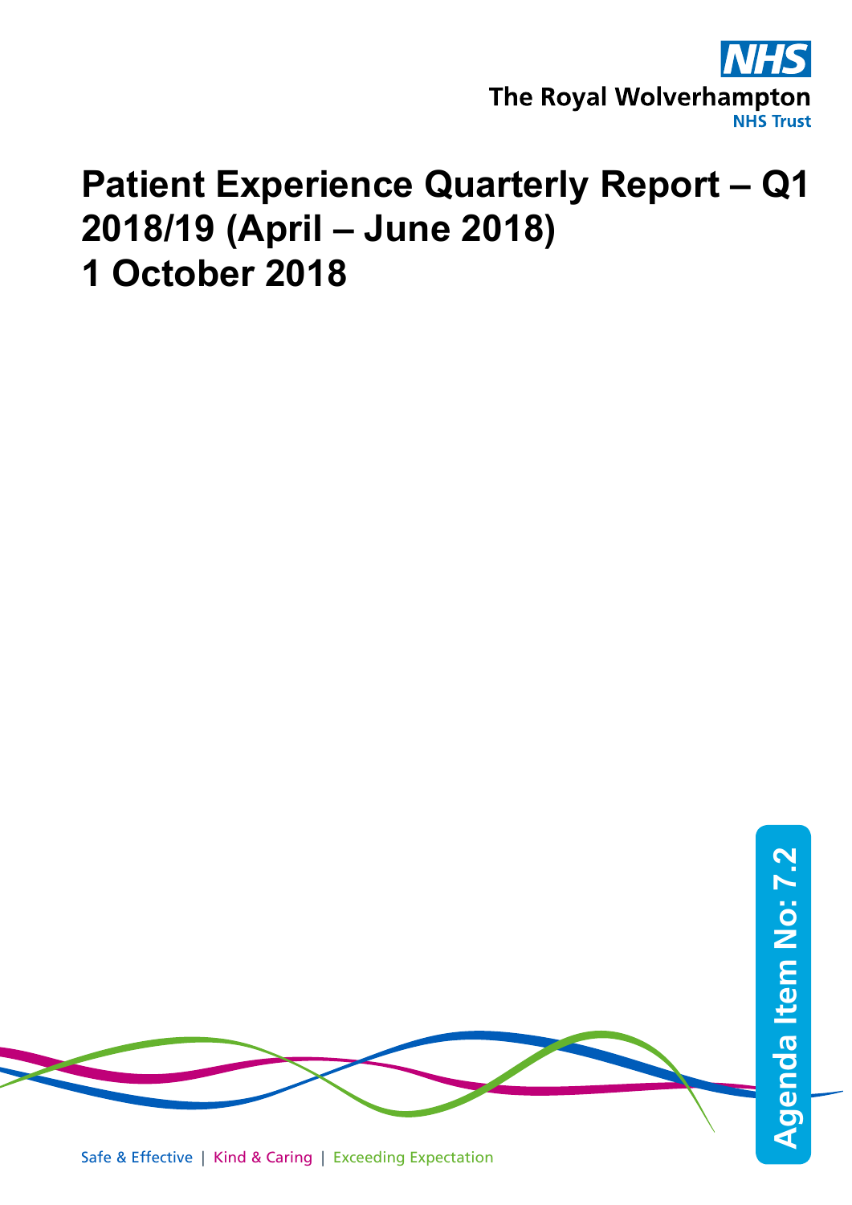NHS

The Royal Wolverhampton
NHS Trust

# Patient Experience Quarterly Report – Q1 2018/19 (April – June 2018)
# 1 October 2018

Agenda Item No: 7.2

Safe & Effective | Kind & Caring | Exceeding Expectation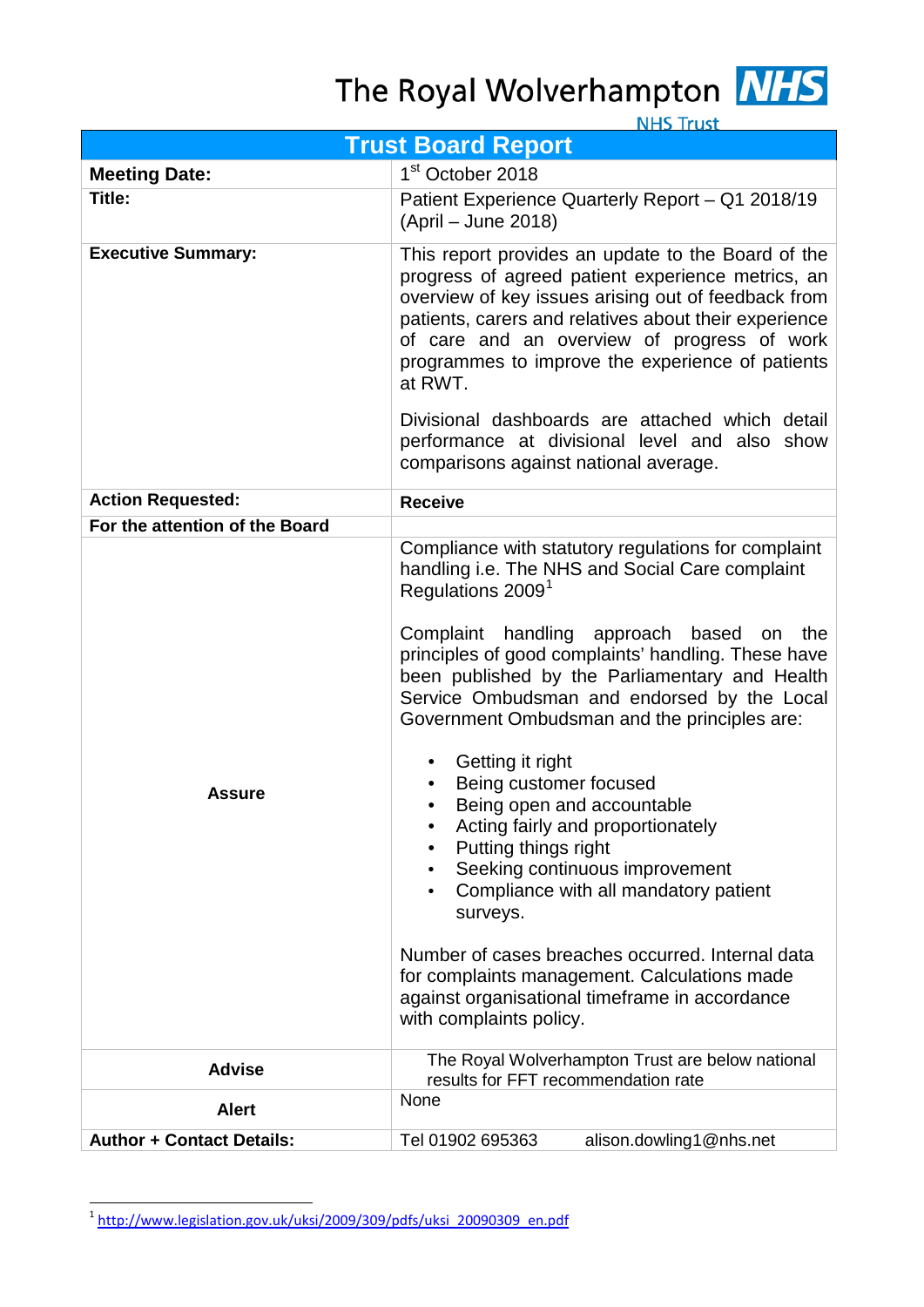The Royal Wolverhampton **NHS**
NHS Trust

| Trust Board Report | |
|---|---|
| **Meeting Date:** | 1st October 2018 |
| **Title:** | Patient Experience Quarterly Report – Q1 2018/19 (April – June 2018) |
| **Executive Summary:** | This report provides an update to the Board of the progress of agreed patient experience metrics, an overview of key issues arising out of feedback from patients, carers and relatives about their experience of care and an overview of progress of work programmes to improve the experience of patients at RWT.<br><br>Divisional dashboards are attached which detail performance at divisional level and also show comparisons against national average. |
| **Action Requested:** | **Receive** |
| **For the attention of the Board** | |
| **Assure** | Compliance with statutory regulations for complaint handling i.e. The NHS and Social Care complaint Regulations 2009[1]<br><br>Complaint handling approach based on the principles of good complaints' handling. These have been published by the Parliamentary and Health Service Ombudsman and endorsed by the Local Government Ombudsman and the principles are:<br><br>• Getting it right<br>• Being customer focused<br>• Being open and accountable<br>• Acting fairly and proportionately<br>• Putting things right<br>• Seeking continuous improvement<br>• Compliance with all mandatory patient surveys.<br><br>Number of cases breaches occurred. Internal data for complaints management. Calculations made against organisational timeframe in accordance with complaints policy. |
| **Advise** | The Royal Wolverhampton Trust are below national results for FFT recommendation rate |
| **Alert** | None |
| **Author + Contact Details:** | Tel 01902 695363 alison.dowling1@nhs.net |

[1] http://www.legislation.gov.uk/uksi/2009/309/pdfs/uksi_20090309_en.pdf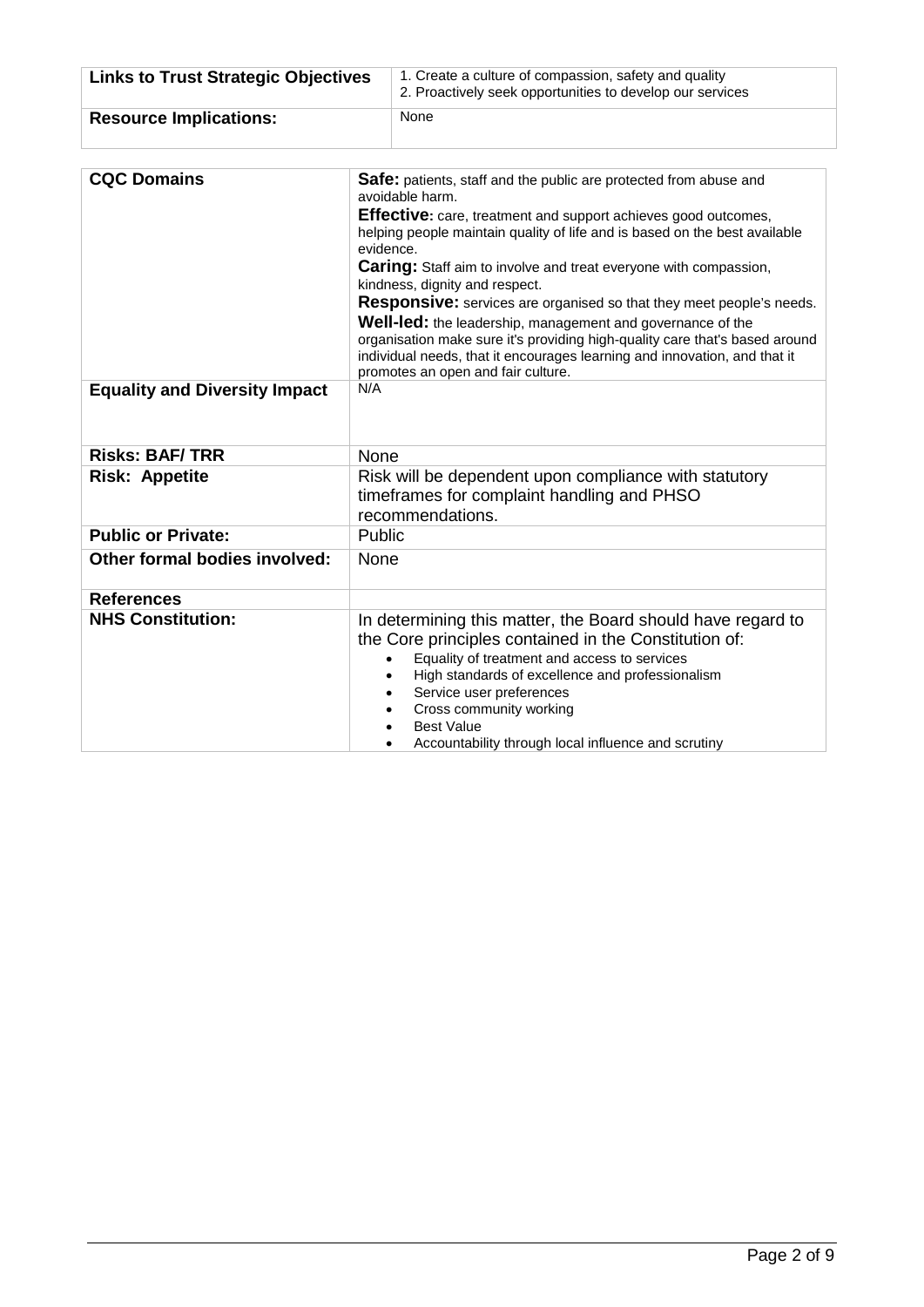| Links to Trust Strategic Objectives | 1. Create a culture of compassion, safety and quality<br>2. Proactively seek opportunities to develop our services |
|---|---|
| **Resource Implications:** | None |

| CQC Domains | **Safe:** patients, staff and the public are protected from abuse and avoidable harm.<br>**Effective:** care, treatment and support achieves good outcomes, helping people maintain quality of life and is based on the best available evidence.<br>**Caring:** Staff aim to involve and treat everyone with compassion, kindness, dignity and respect.<br>**Responsive:** services are organised so that they meet people's needs.<br>**Well-led:** the leadership, management and governance of the organisation make sure it's providing high-quality care that's based around individual needs, that it encourages learning and innovation, and that it promotes an open and fair culture. |
|---|---|
| **Equality and Diversity Impact** | N/A |
| **Risks: BAF/ TRR** | None |
| **Risk: Appetite** | Risk will be dependent upon compliance with statutory timeframes for complaint handling and PHSO recommendations. |
| **Public or Private:** | Public |
| **Other formal bodies involved:** | None |
| **References** | |
| **NHS Constitution:** | In determining this matter, the Board should have regard to the Core principles contained in the Constitution of:<br>• Equality of treatment and access to services<br>• High standards of excellence and professionalism<br>• Service user preferences<br>• Cross community working<br>• Best Value<br>• Accountability through local influence and scrutiny |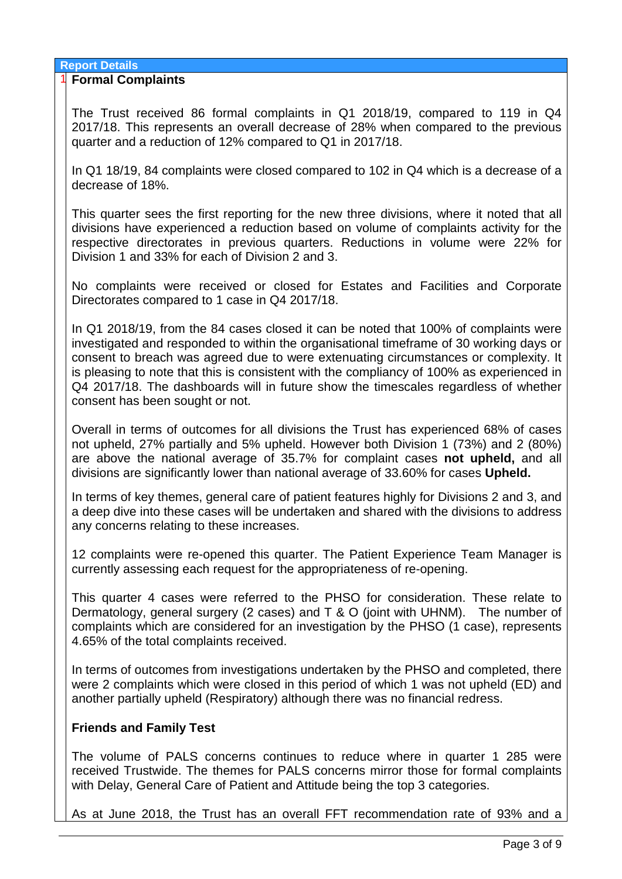**Report Details**

1 **Formal Complaints**

The Trust received 86 formal complaints in Q1 2018/19, compared to 119 in Q4 2017/18. This represents an overall decrease of 28% when compared to the previous quarter and a reduction of 12% compared to Q1 in 2017/18.

In Q1 18/19, 84 complaints were closed compared to 102 in Q4 which is a decrease of a decrease of 18%.

This quarter sees the first reporting for the new three divisions, where it noted that all divisions have experienced a reduction based on volume of complaints activity for the respective directorates in previous quarters. Reductions in volume were 22% for Division 1 and 33% for each of Division 2 and 3.

No complaints were received or closed for Estates and Facilities and Corporate Directorates compared to 1 case in Q4 2017/18.

In Q1 2018/19, from the 84 cases closed it can be noted that 100% of complaints were investigated and responded to within the organisational timeframe of 30 working days or consent to breach was agreed due to were extenuating circumstances or complexity. It is pleasing to note that this is consistent with the compliancy of 100% as experienced in Q4 2017/18. The dashboards will in future show the timescales regardless of whether consent has been sought or not.

Overall in terms of outcomes for all divisions the Trust has experienced 68% of cases not upheld, 27% partially and 5% upheld. However both Division 1 (73%) and 2 (80%) are above the national average of 35.7% for complaint cases **not upheld,** and all divisions are significantly lower than national average of 33.60% for cases **Upheld.**

In terms of key themes, general care of patient features highly for Divisions 2 and 3, and a deep dive into these cases will be undertaken and shared with the divisions to address any concerns relating to these increases.

12 complaints were re-opened this quarter. The Patient Experience Team Manager is currently assessing each request for the appropriateness of re-opening.

This quarter 4 cases were referred to the PHSO for consideration. These relate to Dermatology, general surgery (2 cases) and T & O (joint with UHNM). The number of complaints which are considered for an investigation by the PHSO (1 case), represents 4.65% of the total complaints received.

In terms of outcomes from investigations undertaken by the PHSO and completed, there were 2 complaints which were closed in this period of which 1 was not upheld (ED) and another partially upheld (Respiratory) although there was no financial redress.

**Friends and Family Test**

The volume of PALS concerns continues to reduce where in quarter 1 285 were received Trustwide. The themes for PALS concerns mirror those for formal complaints with Delay, General Care of Patient and Attitude being the top 3 categories.

As at June 2018, the Trust has an overall FFT recommendation rate of 93% and a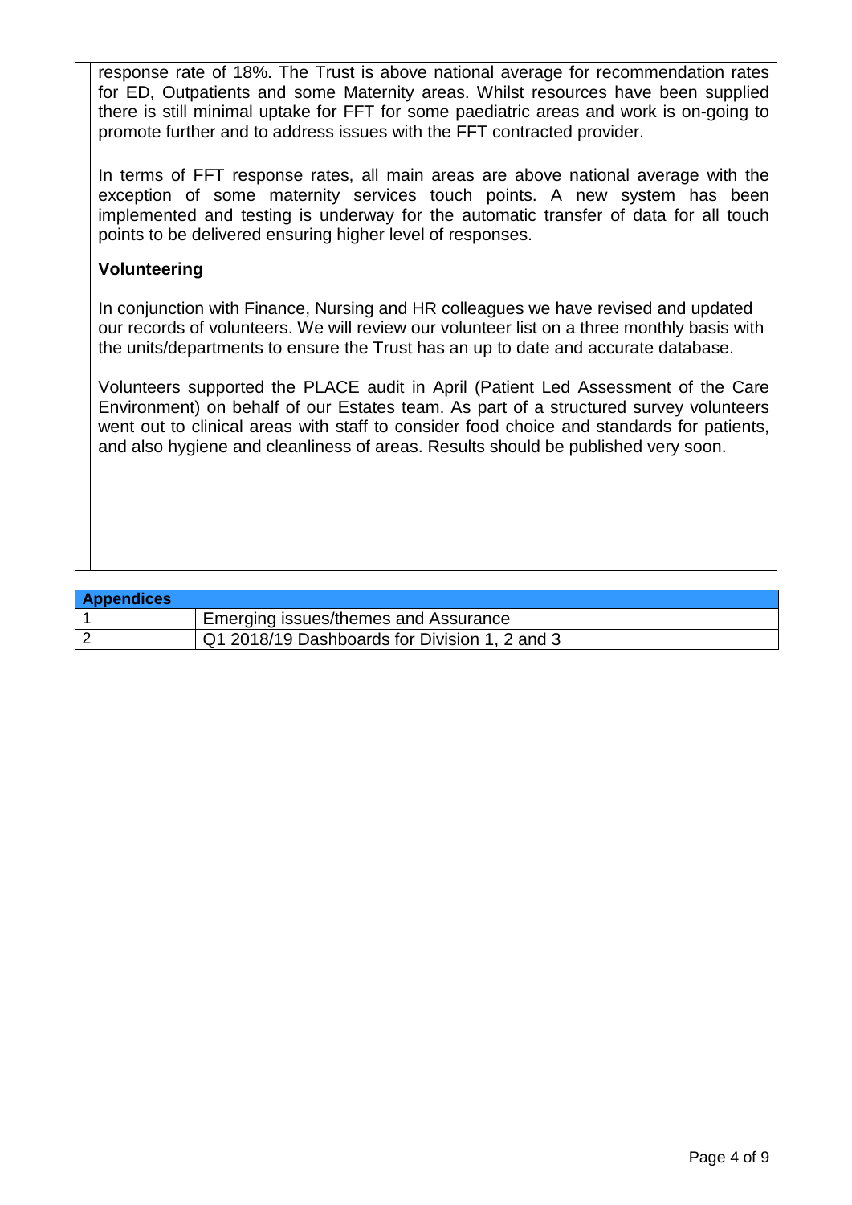response rate of 18%. The Trust is above national average for recommendation rates for ED, Outpatients and some Maternity areas. Whilst resources have been supplied there is still minimal uptake for FFT for some paediatric areas and work is on-going to promote further and to address issues with the FFT contracted provider.

In terms of FFT response rates, all main areas are above national average with the exception of some maternity services touch points. A new system has been implemented and testing is underway for the automatic transfer of data for all touch points to be delivered ensuring higher level of responses.

**Volunteering**

In conjunction with Finance, Nursing and HR colleagues we have revised and updated our records of volunteers. We will review our volunteer list on a three monthly basis with the units/departments to ensure the Trust has an up to date and accurate database.

Volunteers supported the PLACE audit in April (Patient Led Assessment of the Care Environment) on behalf of our Estates team. As part of a structured survey volunteers went out to clinical areas with staff to consider food choice and standards for patients, and also hygiene and cleanliness of areas. Results should be published very soon.

| **Appendices** | |
|---|---|
| 1 | Emerging issues/themes and Assurance |
| 2 | Q1 2018/19 Dashboards for Division 1, 2 and 3 |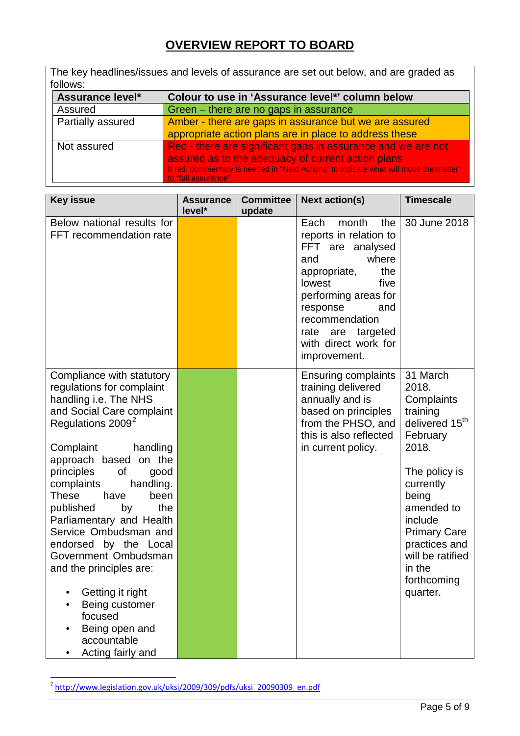## OVERVIEW REPORT TO BOARD

The key headlines/issues and levels of assurance are set out below, and are graded as follows:

| Assurance level* | Colour to use in 'Assurance level*' column below |
|---|---|
| Assured | Green – there are no gaps in assurance |
| Partially assured | Amber - there are gaps in assurance but we are assured appropriate action plans are in place to address these |
| Not assured | Red - there are significant gaps in assurance and we are not assured as to the adequacy of current action plans<br>If red, commentary is needed in "Next Actions" to indicate what will move the matter to "full assurance" |

| Key issue | Assurance level* | Committee update | Next action(s) | Timescale |
|---|---|---|---|---|
| Below national results for FFT recommendation rate | Amber | | Each month the reports in relation to FFT are analysed and where appropriate, the lowest five performing areas for response and recommendation rate are targeted with direct work for improvement. | 30 June 2018 |
| Compliance with statutory regulations for complaint handling i.e. The NHS and Social Care complaint Regulations 2009[2]<br><br>Complaint handling approach based on the principles of good complaints handling. These have been published by the Parliamentary and Health Service Ombudsman and endorsed by the Local Government Ombudsman and the principles are:<br>• Getting it right<br>• Being customer focused<br>• Being open and accountable<br>• Acting fairly and | Green | | Ensuring complaints training delivered annually and is based on principles from the PHSO, and this is also reflected in current policy. | 31 March 2018. Complaints training delivered 15th February 2018.<br><br>The policy is currently being amended to include Primary Care practices and will be ratified in the forthcoming quarter. |

[2] http://www.legislation.gov.uk/uksi/2009/309/pdfs/uksi_20090309_en.pdf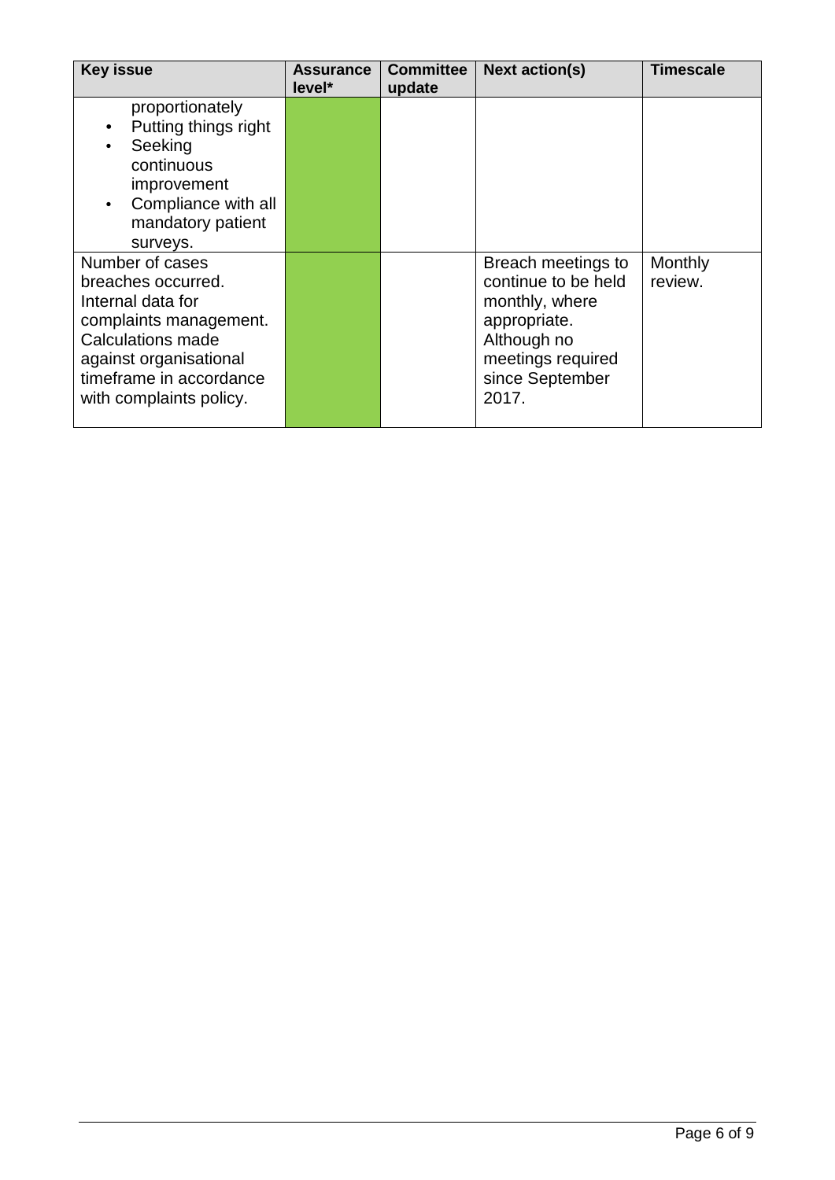| Key issue | Assurance level* | Committee update | Next action(s) | Timescale |
| --- | --- | --- | --- | --- |
| proportionately<br>• Putting things right<br>• Seeking continuous improvement<br>• Compliance with all mandatory patient surveys. | | | | |
| Number of cases breaches occurred. Internal data for complaints management. Calculations made against organisational timeframe in accordance with complaints policy. | | | Breach meetings to continue to be held monthly, where appropriate. Although no meetings required since September 2017. | Monthly review. |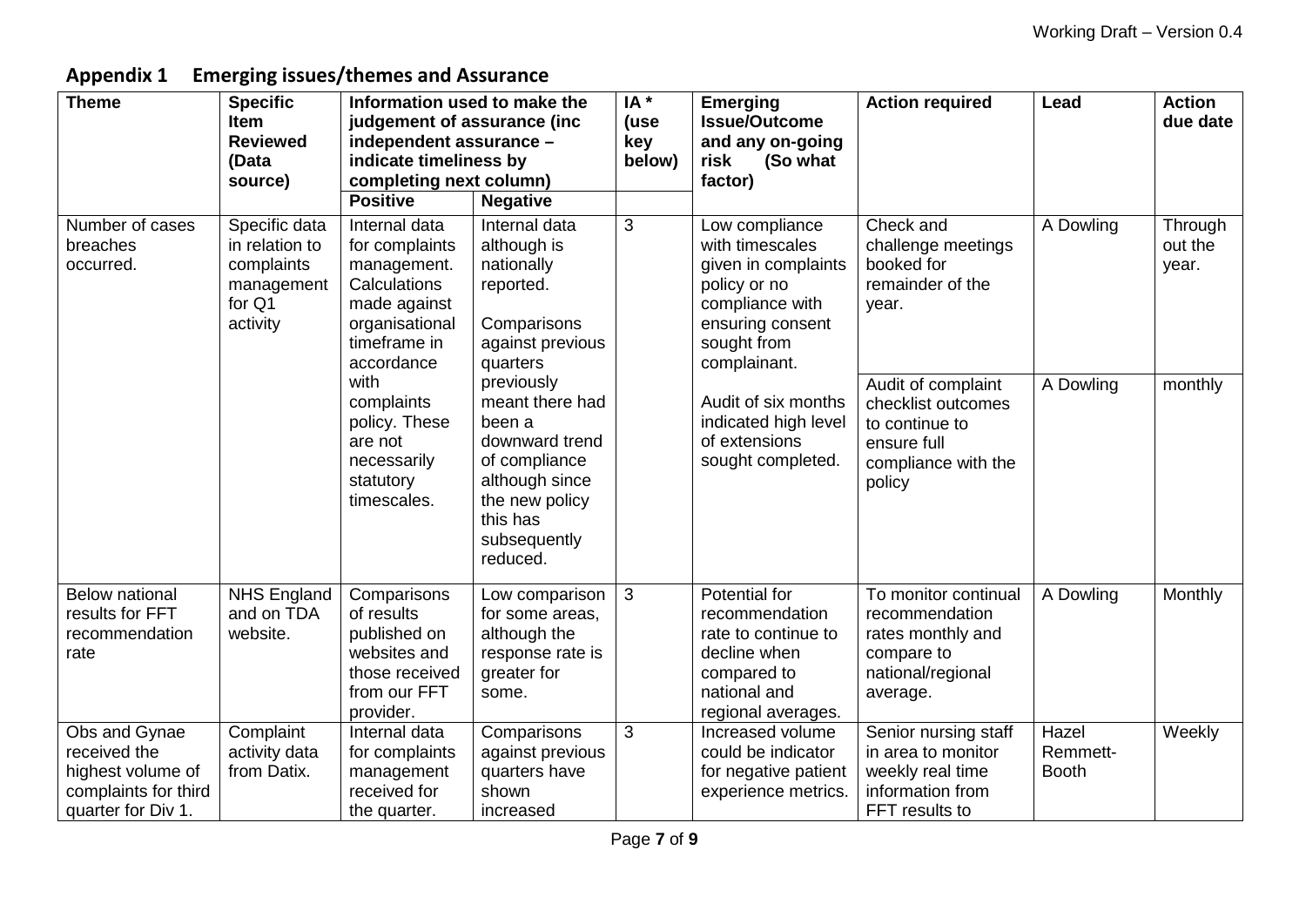## Appendix 1 Emerging issues/themes and Assurance

| Theme | Specific Item Reviewed (Data source) | Information used to make the judgement of assurance (inc independent assurance – indicate timeliness by completing next column) | | IA * (use key below) | Emerging Issue/Outcome and any on-going risk (So what factor) | Action required | Lead | Action due date |
|---|---|---|---|---|---|---|---|---|
| | | Positive | Negative | | | | | |
| Number of cases breaches occurred. | Specific data in relation to complaints management for Q1 activity | Internal data for complaints management. Calculations made against organisational timeframe in accordance with complaints policy. These are not necessarily statutory timescales. | Internal data although is nationally reported. Comparisons against previous quarters previously meant there had been a downward trend of compliance although since the new policy this has subsequently reduced. | 3 | Low compliance with timescales given in complaints policy or no compliance with ensuring consent sought from complainant. | Check and challenge meetings booked for remainder of the year. | A Dowling | Through out the year. |
| | | | | | Audit of six months indicated high level of extensions sought completed. | Audit of complaint checklist outcomes to continue to ensure full compliance with the policy | A Dowling | monthly |
| Below national results for FFT recommendation rate | NHS England and on TDA website. | Comparisons of results published on websites and those received from our FFT provider. | Low comparison for some areas, although the response rate is greater for some. | 3 | Potential for recommendation rate to continue to decline when compared to national and regional averages. | To monitor continual recommendation rates monthly and compare to national/regional average. | A Dowling | Monthly |
| Obs and Gynae received the highest volume of complaints for third quarter for Div 1. | Complaint activity data from Datix. | Internal data for complaints management received for the quarter. | Comparisons against previous quarters have shown increased | 3 | Increased volume could be indicator for negative patient experience metrics. | Senior nursing staff in area to monitor weekly real time information from FFT results to | Hazel Remmett-Booth | Weekly |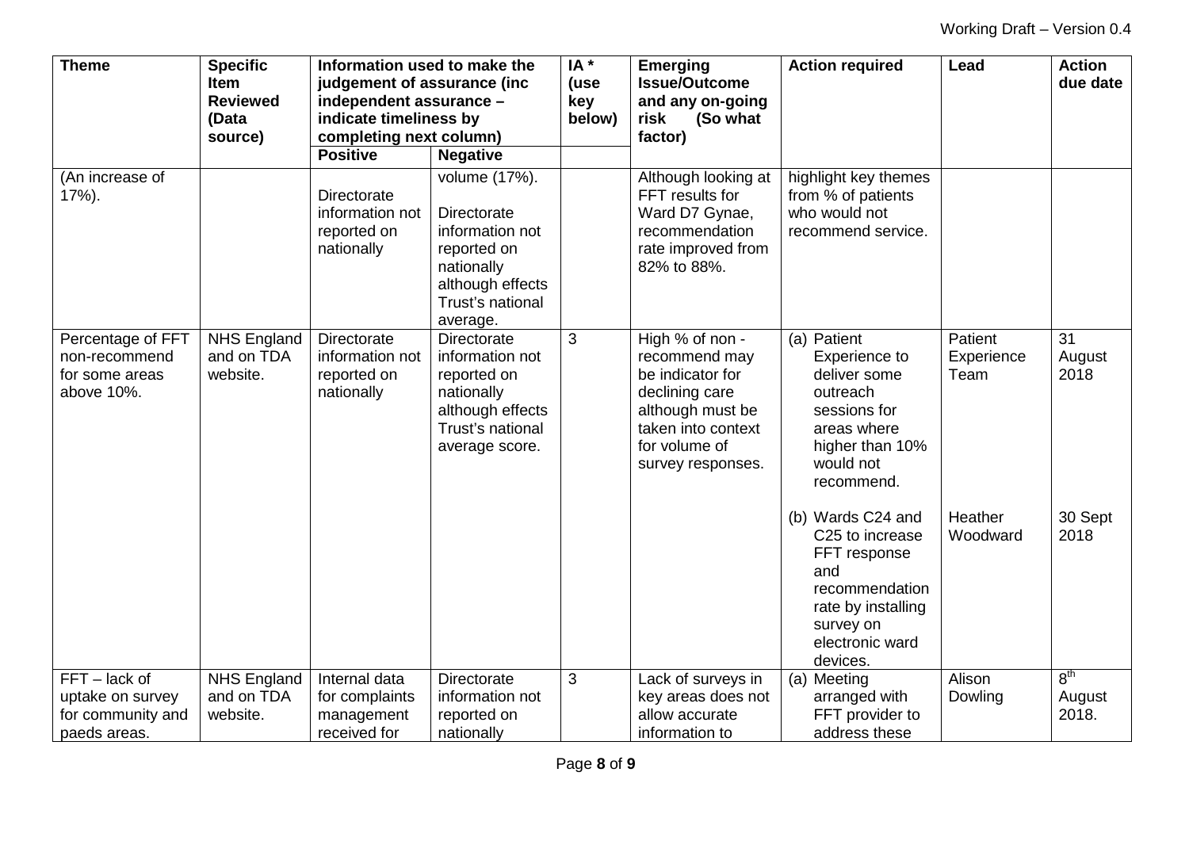| Theme | Specific Item Reviewed (Data source) | Information used to make the judgement of assurance (inc independent assurance – indicate timeliness by completing next column) | | IA * (use key below) | Emerging Issue/Outcome and any on-going risk (So what factor) | Action required | Lead | Action due date |
|---|---|---|---|---|---|---|---|---|
| | | Positive | Negative | | | | | |
| (An increase of 17%). | | Directorate information not reported on nationally | volume (17%). Directorate information not reported on nationally although effects Trust's national average. | | Although looking at FFT results for Ward D7 Gynae, recommendation rate improved from 82% to 88%. | highlight key themes from % of patients who would not recommend service. | | |
| Percentage of FFT non-recommend for some areas above 10%. | NHS England and on TDA website. | Directorate information not reported on nationally | Directorate information not reported on nationally although effects Trust's national average score. | 3 | High % of non - recommend may be indicator for declining care although must be taken into context for volume of survey responses. | (a) Patient Experience to deliver some outreach sessions for areas where higher than 10% would not recommend. | Patient Experience Team | 31 August 2018 |
| | | | | | | (b) Wards C24 and C25 to increase FFT response and recommendation rate by installing survey on electronic ward devices. | Heather Woodward | 30 Sept 2018 |
| FFT – lack of uptake on survey for community and paeds areas. | NHS England and on TDA website. | Internal data for complaints management received for | Directorate information not reported on nationally | 3 | Lack of surveys in key areas does not allow accurate information to | (a) Meeting arranged with FFT provider to address these | Alison Dowling | 8th August 2018. |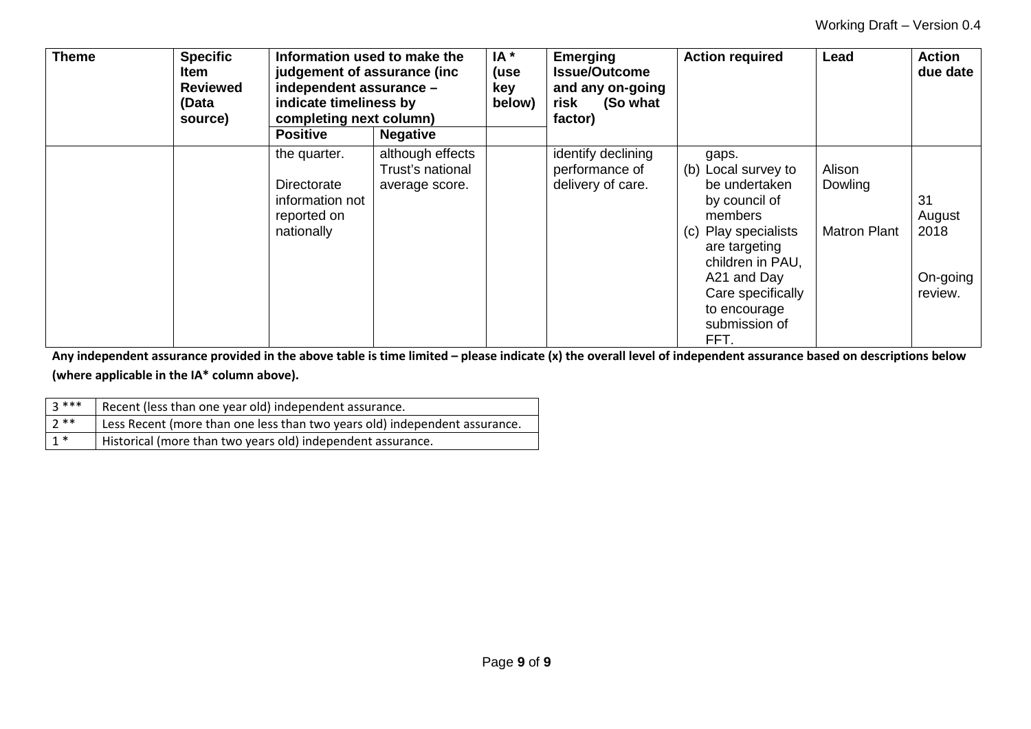| Theme | Specific Item Reviewed (Data source) | Information used to make the judgement of assurance (inc independent assurance – indicate timeliness by completing next column) | | IA * (use key below) | Emerging Issue/Outcome and any on-going risk (So what factor) | Action required | Lead | Action due date |
|---|---|---|---|---|---|---|---|---|
| | | **Positive** | **Negative** | | | | | |
| | | the quarter.<br><br>Directorate information not reported on nationally | although effects Trust's national average score. | | identify declining performance of delivery of care. | gaps.<br>(b) Local survey to be undertaken by council of members<br>(c) Play specialists are targeting children in PAU, A21 and Day Care specifically to encourage submission of FFT. | Alison Dowling<br><br>Matron Plant | 31 August 2018<br><br>On-going review. |

**Any independent assurance provided in the above table is time limited – please indicate (x) the overall level of independent assurance based on descriptions below (where applicable in the IA* column above).**

| | |
|---|---|
| 3 *** | Recent (less than one year old) independent assurance. |
| 2 ** | Less Recent (more than one less than two years old) independent assurance. |
| 1 * | Historical (more than two years old) independent assurance. |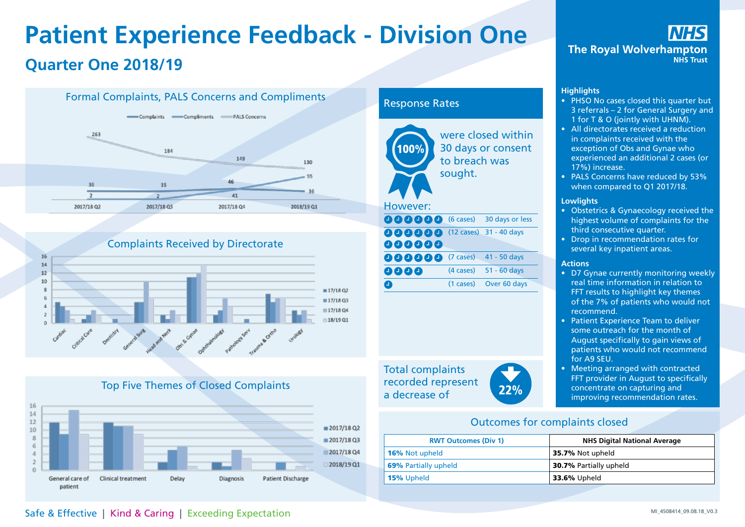# Patient Experience Feedback - Division One

## Quarter One 2018/19

The Royal Wolverhampton NHS Trust

### Formal Complaints, PALS Concerns and Compliments

| | 2017/18 Q2 | 2017/18 Q3 | 2017/18 Q4 | 2018/19 Q1 |
|---|---|---|---|---|
| Complaints | 36 | 35 | 46 | 36 |
| Compliments | 2 | 2 | 41 | 95 |
| PALS Concerns | 263 | 184 | 149 | 130 |

### Complaints Received by Directorate

Cardiac, Critical Care, Dentistry, General Surg, Head and Neck, Obs & Gynae, Ophthalmology, Pathology Serv, Trauma & Ortho, Urology

17/18 Q2, 17/18 Q3, 17/18 Q4, 18/19 Q1

### Top Five Themes of Closed Complaints

General care of patient, Clinical treatment, Delay, Diagnosis, Patient Discharge

2017/18 Q2, 2017/18 Q3, 2017/18 Q4, 2018/19 Q1

### Response Rates

100% were closed within 30 days or consent to breach was sought.

However:

| | |
|---|---|
| (6 cases) | 30 days or less |
| (12 cases) | 31 - 40 days |
| (7 cases) | 41 - 50 days |
| (4 cases) | 51 - 60 days |
| (1 cases) | Over 60 days |

Total complaints recorded represent a decrease of 22%

### Highlights

- PHSO No cases closed this quarter but 3 referrals – 2 for General Surgery and 1 for T & O (jointly with UHNM).
- All directorates received a reduction in complaints received with the exception of Obs and Gynae who experienced an additional 2 cases (or 17%) increase.
- PALS Concerns have reduced by 53% when compared to Q1 2017/18.

### Lowlights

- Obstetrics & Gynaecology received the highest volume of complaints for the third consecutive quarter.
- Drop in recommendation rates for several key inpatient areas.

### Actions

- D7 Gynae currently monitoring weekly real time information in relation to FFT results to highlight key themes of the 7% of patients who would not recommend.
- Patient Experience Team to deliver some outreach for the month of August specifically to gain views of patients who would not recommend for A9 SEU.
- Meeting arranged with contracted FFT provider in August to specifically concentrate on capturing and improving recommendation rates.

### Outcomes for complaints closed

| RWT Outcomes (Div 1) | NHS Digital National Average |
|---|---|
| **16%** Not upheld | **35.7%** Not upheld |
| **69%** Partially upheld | **30.7%** Partially upheld |
| **15%** Upheld | **33.6%** Upheld |

Safe & Effective | Kind & Caring | Exceeding Expectation

MI_4508414_09.08.18_V0.3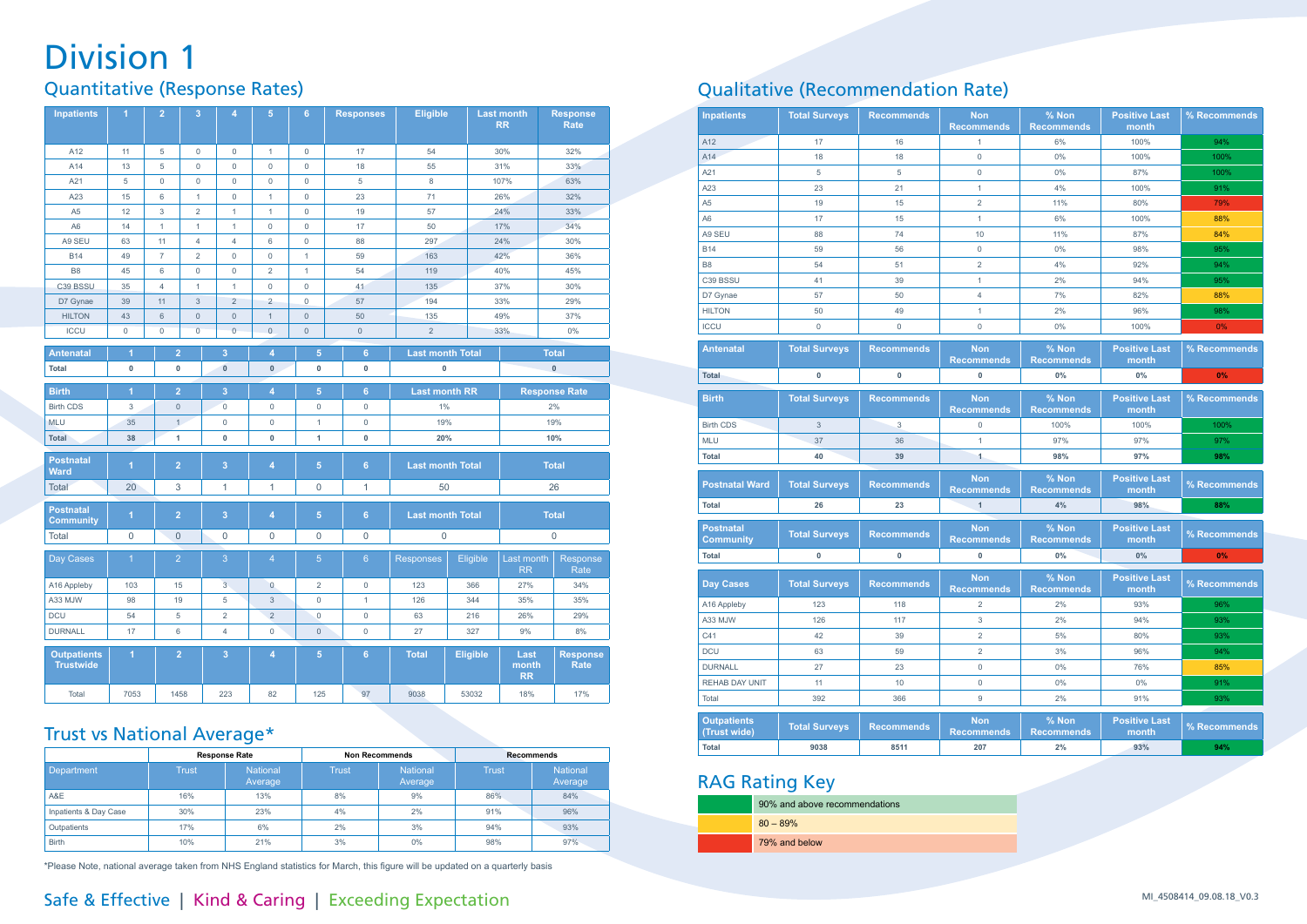# Division 1

## Quantitative (Response Rates)

| Inpatients | 1 | 2 | 3 | 4 | 5 | 6 | Responses | Eligible | Last month RR | Response Rate |
|---|---|---|---|---|---|---|---|---|---|---|
| A12 | 11 | 5 | 0 | 0 | 1 | 0 | 17 | 54 | 30% | 32% |
| A14 | 13 | 5 | 0 | 0 | 0 | 0 | 18 | 55 | 31% | 33% |
| A21 | 5 | 0 | 0 | 0 | 0 | 0 | 5 | 8 | 107% | 63% |
| A23 | 15 | 6 | 1 | 0 | 1 | 0 | 23 | 71 | 26% | 32% |
| A5 | 12 | 3 | 2 | 1 | 1 | 0 | 19 | 57 | 24% | 33% |
| A6 | 14 | 1 | 1 | 1 | 0 | 0 | 17 | 50 | 17% | 34% |
| A9 SEU | 63 | 11 | 4 | 4 | 6 | 0 | 88 | 297 | 24% | 30% |
| B14 | 49 | 7 | 2 | 0 | 0 | 1 | 59 | 163 | 42% | 36% |
| B8 | 45 | 6 | 0 | 0 | 2 | 1 | 54 | 119 | 40% | 45% |
| C39 BSSU | 35 | 4 | 1 | 1 | 0 | 0 | 41 | 135 | 37% | 30% |
| D7 Gynae | 39 | 11 | 3 | 2 | 2 | 0 | 57 | 194 | 33% | 29% |
| HILTON | 43 | 6 | 0 | 0 | 1 | 0 | 50 | 135 | 49% | 37% |
| ICCU | 0 | 0 | 0 | 0 | 0 | 0 | 0 | 2 | 33% | 0% |

| Antenatal | 1 | 2 | 3 | 4 | 5 | 6 | Last month Total | Total |
|---|---|---|---|---|---|---|---|---|
| **Total** | **0** | **0** | **0** | **0** | **0** | **0** | **0** | **0** |

| Birth | 1 | 2 | 3 | 4 | 5 | 6 | Last month RR | Response Rate |
|---|---|---|---|---|---|---|---|---|
| Birth CDS | 3 | 0 | 0 | 0 | 0 | 0 | 1% | 2% |
| MLU | 35 | 1 | 0 | 0 | 1 | 0 | 19% | 19% |
| **Total** | **38** | **1** | **0** | **0** | **1** | **0** | **20%** | **10%** |

| Postnatal Ward | 1 | 2 | 3 | 4 | 5 | 6 | Last month Total | Total |
|---|---|---|---|---|---|---|---|---|
| Total | 20 | 3 | 1 | 1 | 0 | 1 | 50 | 26 |

| Postnatal Community | 1 | 2 | 3 | 4 | 5 | 6 | Last month Total | Total |
|---|---|---|---|---|---|---|---|---|
| Total | 0 | 0 | 0 | 0 | 0 | 0 | 0 | 0 |

| Day Cases | 1 | 2 | 3 | 4 | 5 | 6 | Responses | Eligible | Last month RR | Response Rate |
|---|---|---|---|---|---|---|---|---|---|---|
| A16 Appleby | 103 | 15 | 3 | 0 | 2 | 0 | 123 | 366 | 27% | 34% |
| A33 MJW | 98 | 19 | 5 | 3 | 0 | 1 | 126 | 344 | 35% | 35% |
| DCU | 54 | 5 | 2 | 2 | 0 | 0 | 63 | 216 | 26% | 29% |
| DURNALL | 17 | 6 | 4 | 0 | 0 | 0 | 27 | 327 | 9% | 8% |

| Outpatients Trustwide | 1 | 2 | 3 | 4 | 5 | 6 | Total | Eligible | Last month RR | Response Rate |
|---|---|---|---|---|---|---|---|---|---|---|
| Total | 7053 | 1458 | 223 | 82 | 125 | 97 | 9038 | 53032 | 18% | 17% |

## Trust vs National Average*

| | Response Rate | | Non Recommends | | Recommends | |
|---|---|---|---|---|---|---|
| Department | Trust | National Average | Trust | National Average | Trust | National Average |
| A&E | 16% | 13% | 8% | 9% | 86% | 84% |
| Inpatients & Day Case | 30% | 23% | 4% | 2% | 91% | 96% |
| Outpatients | 17% | 6% | 2% | 3% | 94% | 93% |
| Birth | 10% | 21% | 3% | 0% | 98% | 97% |

*Please Note, national average taken from NHS England statistics for March, this figure will be updated on a quarterly basis

## Qualitative (Recommendation Rate)

| Inpatients | Total Surveys | Recommends | Non Recommends | % Non Recommends | Positive Last month | % Recommends |
|---|---|---|---|---|---|---|
| A12 | 17 | 16 | 1 | 6% | 100% | 94% |
| A14 | 18 | 18 | 0 | 0% | 100% | 100% |
| A21 | 5 | 5 | 0 | 0% | 87% | 100% |
| A23 | 23 | 21 | 1 | 4% | 100% | 91% |
| A5 | 19 | 15 | 2 | 11% | 80% | 79% |
| A6 | 17 | 15 | 1 | 6% | 100% | 88% |
| A9 SEU | 88 | 74 | 10 | 11% | 87% | 84% |
| B14 | 59 | 56 | 0 | 0% | 98% | 95% |
| B8 | 54 | 51 | 2 | 4% | 92% | 94% |
| C39 BSSU | 41 | 39 | 1 | 2% | 94% | 95% |
| D7 Gynae | 57 | 50 | 4 | 7% | 82% | 88% |
| HILTON | 50 | 49 | 1 | 2% | 96% | 98% |
| ICCU | 0 | 0 | 0 | 0% | 100% | 0% |

| Antenatal | Total Surveys | Recommends | Non Recommends | % Non Recommends | Positive Last month | % Recommends |
|---|---|---|---|---|---|---|
| **Total** | **0** | **0** | **0** | **0%** | **0%** | **0%** |

| Birth | Total Surveys | Recommends | Non Recommends | % Non Recommends | Positive Last month | % Recommends |
|---|---|---|---|---|---|---|
| Birth CDS | 3 | 3 | 0 | 100% | 100% | 100% |
| MLU | 37 | 36 | 1 | 97% | 97% | 97% |
| **Total** | **40** | **39** | **1** | **98%** | **97%** | **98%** |

| Postnatal Ward | Total Surveys | Recommends | Non Recommends | % Non Recommends | Positive Last month | % Recommends |
|---|---|---|---|---|---|---|
| **Total** | **26** | **23** | **1** | **4%** | **98%** | **88%** |

| Postnatal Community | Total Surveys | Recommends | Non Recommends | % Non Recommends | Positive Last month | % Recommends |
|---|---|---|---|---|---|---|
| **Total** | **0** | **0** | **0** | **0%** | **0%** | **0%** |

| Day Cases | Total Surveys | Recommends | Non Recommends | % Non Recommends | Positive Last month | % Recommends |
|---|---|---|---|---|---|---|
| A16 Appleby | 123 | 118 | 2 | 2% | 93% | 96% |
| A33 MJW | 126 | 117 | 3 | 2% | 94% | 93% |
| C41 | 42 | 39 | 2 | 5% | 80% | 93% |
| DCU | 63 | 59 | 2 | 3% | 96% | 94% |
| DURNALL | 27 | 23 | 0 | 0% | 76% | 85% |
| REHAB DAY UNIT | 11 | 10 | 0 | 0% | 0% | 91% |
| Total | 392 | 366 | 9 | 2% | 91% | 93% |

| Outpatients (Trust wide) | Total Surveys | Recommends | Non Recommends | % Non Recommends | Positive Last month | % Recommends |
|---|---|---|---|---|---|---|
| **Total** | **9038** | **8511** | **207** | **2%** | **93%** | **94%** |

## RAG Rating Key

| Colour | Rating |
|---|---|
| Green | 90% and above recommendations |
| Amber | 80 – 89% |
| Red | 79% and below |

Safe & Effective | Kind & Caring | Exceeding Expectation

MI_4508414_09.08.18_V0.3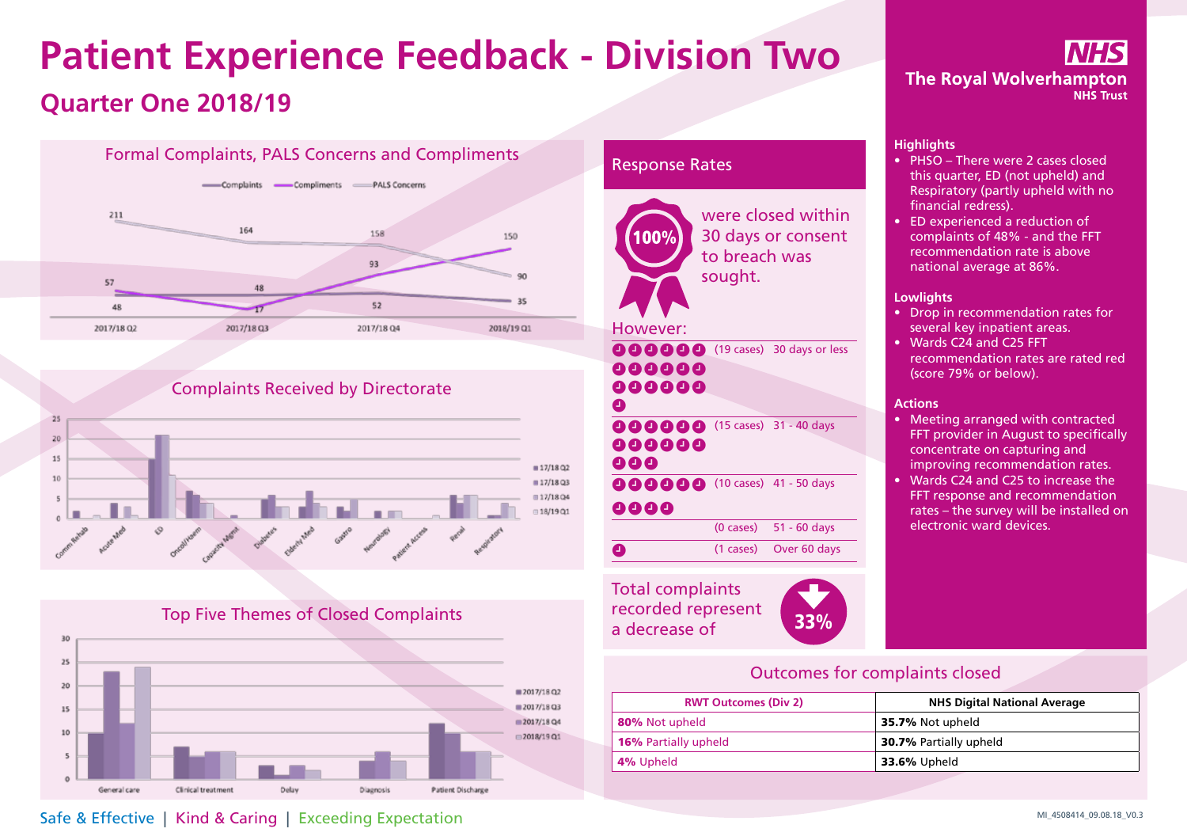# Patient Experience Feedback - Division Two

## Quarter One 2018/19

**The Royal Wolverhampton NHS Trust**

### Formal Complaints, PALS Concerns and Compliments

| | 2017/18 Q2 | 2017/18 Q3 | 2017/18 Q4 | 2018/19 Q1 |
|---|---|---|---|---|
| Complaints | 48 | 48 | 52 | 35 |
| Compliments | 57 | 17 | 93 | 150 |
| PALS Concerns | 211 | 164 | 158 | 90 |

### Complaints Received by Directorate

Comm Rehab, Acute Med, ED, Oncol/Haem, Capacity Mgmt, Diabetes, Elderly Med, Gastro, Neurology, Patient Access, Renal, Respiratory (17/18 Q2, 17/18 Q3, 17/18 Q4, 18/19 Q1)

### Top Five Themes of Closed Complaints

General care, Clinical treatment, Delay, Diagnosis, Patient Discharge (2017/18 Q2, 2017/18 Q3, 2017/18 Q4, 2018/19 Q1)

### Response Rates

**100%** were closed within 30 days or consent to breach was sought.

However:

| Cases | Time |
|---|---|
| (19 cases) | 30 days or less |
| (15 cases) | 31 - 40 days |
| (10 cases) | 41 - 50 days |
| (0 cases) | 51 - 60 days |
| (1 cases) | Over 60 days |

Total complaints recorded represent a decrease of **33%**

### Outcomes for complaints closed

| RWT Outcomes (Div 2) | NHS Digital National Average |
|---|---|
| **80%** Not upheld | **35.7%** Not upheld |
| **16%** Partially upheld | **30.7%** Partially upheld |
| **4%** Upheld | **33.6%** Upheld |

### Highlights

- PHSO – There were 2 cases closed this quarter, ED (not upheld) and Respiratory (partly upheld with no financial redress).
- ED experienced a reduction of complaints of 48% - and the FFT recommendation rate is above national average at 86%.

### Lowlights

- Drop in recommendation rates for several key inpatient areas.
- Wards C24 and C25 FFT recommendation rates are rated red (score 79% or below).

### Actions

- Meeting arranged with contracted FFT provider in August to specifically concentrate on capturing and improving recommendation rates.
- Wards C24 and C25 to increase the FFT response and recommendation rates – the survey will be installed on electronic ward devices.

Safe & Effective | Kind & Caring | Exceeding Expectation

MI_4508414_09.08.18_V0.3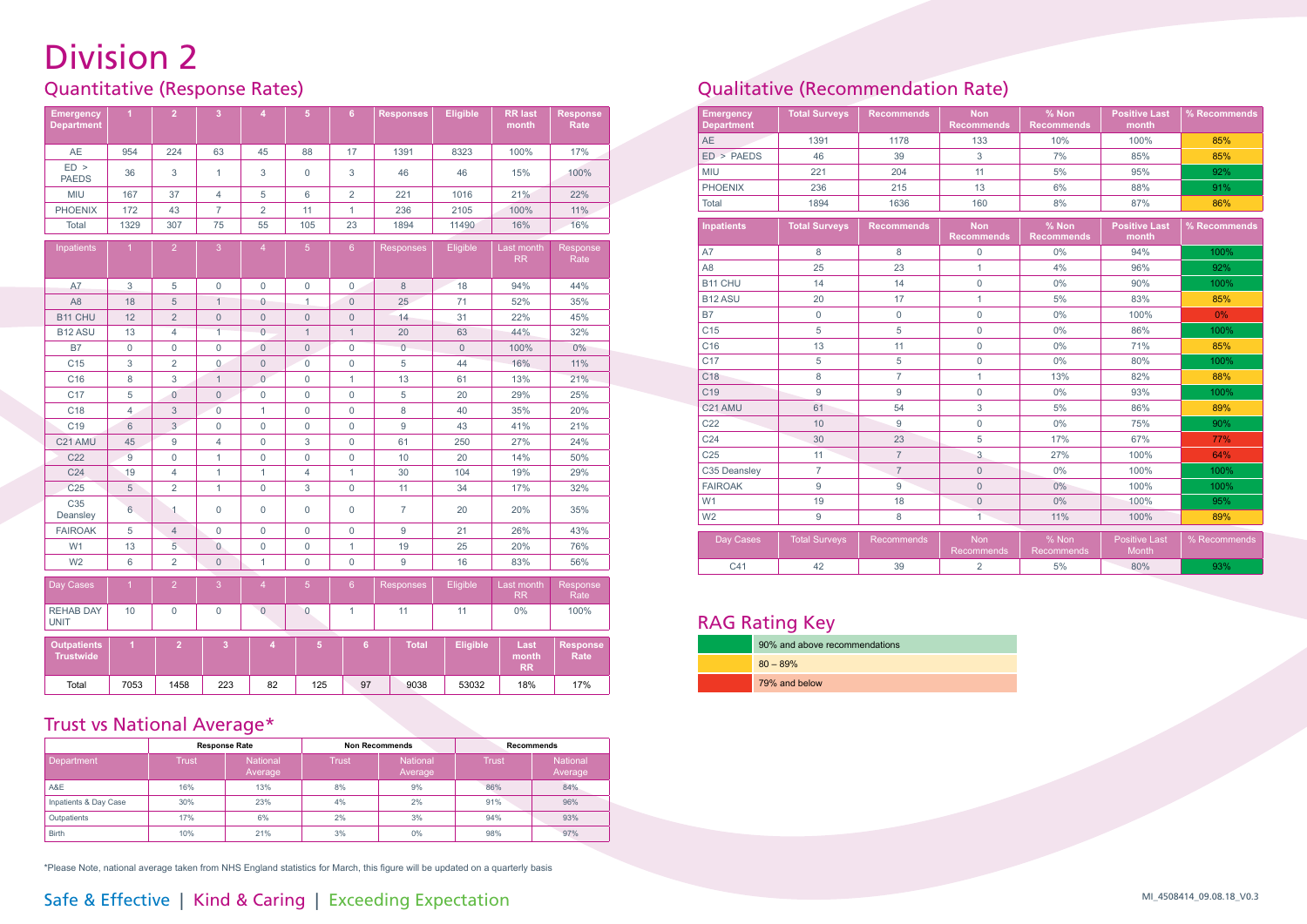# Division 2

## Quantitative (Response Rates)

| Emergency Department | 1 | 2 | 3 | 4 | 5 | 6 | Responses | Eligible | RR last month | Response Rate |
|---|---|---|---|---|---|---|---|---|---|---|
| AE | 954 | 224 | 63 | 45 | 88 | 17 | 1391 | 8323 | 100% | 17% |
| ED > PAEDS | 36 | 3 | 1 | 3 | 0 | 3 | 46 | 46 | 15% | 100% |
| MIU | 167 | 37 | 4 | 5 | 6 | 2 | 221 | 1016 | 21% | 22% |
| PHOENIX | 172 | 43 | 7 | 2 | 11 | 1 | 236 | 2105 | 100% | 11% |
| Total | 1329 | 307 | 75 | 55 | 105 | 23 | 1894 | 11490 | 16% | 16% |

| Inpatients | 1 | 2 | 3 | 4 | 5 | 6 | Responses | Eligible | Last month RR | Response Rate |
|---|---|---|---|---|---|---|---|---|---|---|
| A7 | 3 | 5 | 0 | 0 | 0 | 0 | 8 | 18 | 94% | 44% |
| A8 | 18 | 5 | 1 | 0 | 1 | 0 | 25 | 71 | 52% | 35% |
| B11 CHU | 12 | 2 | 0 | 0 | 0 | 0 | 14 | 31 | 22% | 45% |
| B12 ASU | 13 | 4 | 1 | 0 | 1 | 1 | 20 | 63 | 44% | 32% |
| B7 | 0 | 0 | 0 | 0 | 0 | 0 | 0 | 0 | 100% | 0% |
| C15 | 3 | 2 | 0 | 0 | 0 | 0 | 5 | 44 | 16% | 11% |
| C16 | 8 | 3 | 1 | 0 | 0 | 1 | 13 | 61 | 13% | 21% |
| C17 | 5 | 0 | 0 | 0 | 0 | 0 | 5 | 20 | 29% | 25% |
| C18 | 4 | 3 | 0 | 1 | 0 | 0 | 8 | 40 | 35% | 20% |
| C19 | 6 | 3 | 0 | 0 | 0 | 0 | 9 | 43 | 41% | 21% |
| C21 AMU | 45 | 9 | 4 | 0 | 3 | 0 | 61 | 250 | 27% | 24% |
| C22 | 9 | 0 | 1 | 0 | 0 | 0 | 10 | 20 | 14% | 50% |
| C24 | 19 | 4 | 1 | 1 | 4 | 1 | 30 | 104 | 19% | 29% |
| C25 | 5 | 2 | 1 | 0 | 3 | 0 | 11 | 34 | 17% | 32% |
| C35 Deansley | 6 | 1 | 0 | 0 | 0 | 0 | 7 | 20 | 20% | 35% |
| FAIROAK | 5 | 4 | 0 | 0 | 0 | 0 | 9 | 21 | 26% | 43% |
| W1 | 13 | 5 | 0 | 0 | 0 | 1 | 19 | 25 | 20% | 76% |
| W2 | 6 | 2 | 0 | 1 | 0 | 0 | 9 | 16 | 83% | 56% |

| Day Cases | 1 | 2 | 3 | 4 | 5 | 6 | Responses | Eligible | Last month RR | Response Rate |
|---|---|---|---|---|---|---|---|---|---|---|
| REHAB DAY UNIT | 10 | 0 | 0 | 0 | 0 | 1 | 11 | 11 | 0% | 100% |

| Outpatients Trustwide | 1 | 2 | 3 | 4 | 5 | 6 | Total | Eligible | Last month RR | Response Rate |
|---|---|---|---|---|---|---|---|---|---|---|
| Total | 7053 | 1458 | 223 | 82 | 125 | 97 | 9038 | 53032 | 18% | 17% |

## Trust vs National Average*

| | Response Rate | | Non Recommends | | Recommends | |
|---|---|---|---|---|---|---|
| Department | Trust | National Average | Trust | National Average | Trust | National Average |
| A&E | 16% | 13% | 8% | 9% | 86% | 84% |
| Inpatients & Day Case | 30% | 23% | 4% | 2% | 91% | 96% |
| Outpatients | 17% | 6% | 2% | 3% | 94% | 93% |
| Birth | 10% | 21% | 3% | 0% | 98% | 97% |

*Please Note, national average taken from NHS England statistics for March, this figure will be updated on a quarterly basis

## Qualitative (Recommendation Rate)

| Emergency Department | Total Surveys | Recommends | Non Recommends | % Non Recommends | Positive Last month | % Recommends |
|---|---|---|---|---|---|---|
| AE | 1391 | 1178 | 133 | 10% | 100% | 85% |
| ED > PAEDS | 46 | 39 | 3 | 7% | 85% | 85% |
| MIU | 221 | 204 | 11 | 5% | 95% | 92% |
| PHOENIX | 236 | 215 | 13 | 6% | 88% | 91% |
| Total | 1894 | 1636 | 160 | 8% | 87% | 86% |

| Inpatients | Total Surveys | Recommends | Non Recommends | % Non Recommends | Positive Last month | % Recommends |
|---|---|---|---|---|---|---|
| A7 | 8 | 8 | 0 | 0% | 94% | 100% |
| A8 | 25 | 23 | 1 | 4% | 96% | 92% |
| B11 CHU | 14 | 14 | 0 | 0% | 90% | 100% |
| B12 ASU | 20 | 17 | 1 | 5% | 83% | 85% |
| B7 | 0 | 0 | 0 | 0% | 100% | 0% |
| C15 | 5 | 5 | 0 | 0% | 86% | 100% |
| C16 | 13 | 11 | 0 | 0% | 71% | 85% |
| C17 | 5 | 5 | 0 | 0% | 80% | 100% |
| C18 | 8 | 7 | 1 | 13% | 82% | 88% |
| C19 | 9 | 9 | 0 | 0% | 93% | 100% |
| C21 AMU | 61 | 54 | 3 | 5% | 86% | 89% |
| C22 | 10 | 9 | 0 | 0% | 75% | 90% |
| C24 | 30 | 23 | 5 | 17% | 67% | 77% |
| C25 | 11 | 7 | 3 | 27% | 100% | 64% |
| C35 Deansley | 7 | 7 | 0 | 0% | 100% | 100% |
| FAIROAK | 9 | 9 | 0 | 0% | 100% | 100% |
| W1 | 19 | 18 | 0 | 0% | 100% | 95% |
| W2 | 9 | 8 | 1 | 11% | 100% | 89% |

| Day Cases | Total Surveys | Recommends | Non Recommends | % Non Recommends | Positive Last Month | % Recommends |
|---|---|---|---|---|---|---|
| C41 | 42 | 39 | 2 | 5% | 80% | 93% |

## RAG Rating Key

| Colour | Rating |
|---|---|
| Green | 90% and above recommendations |
| Amber | 80 – 89% |
| Red | 79% and below |

Safe & Effective | Kind & Caring | Exceeding Expectation

MI_4508414_09.08.18_V0.3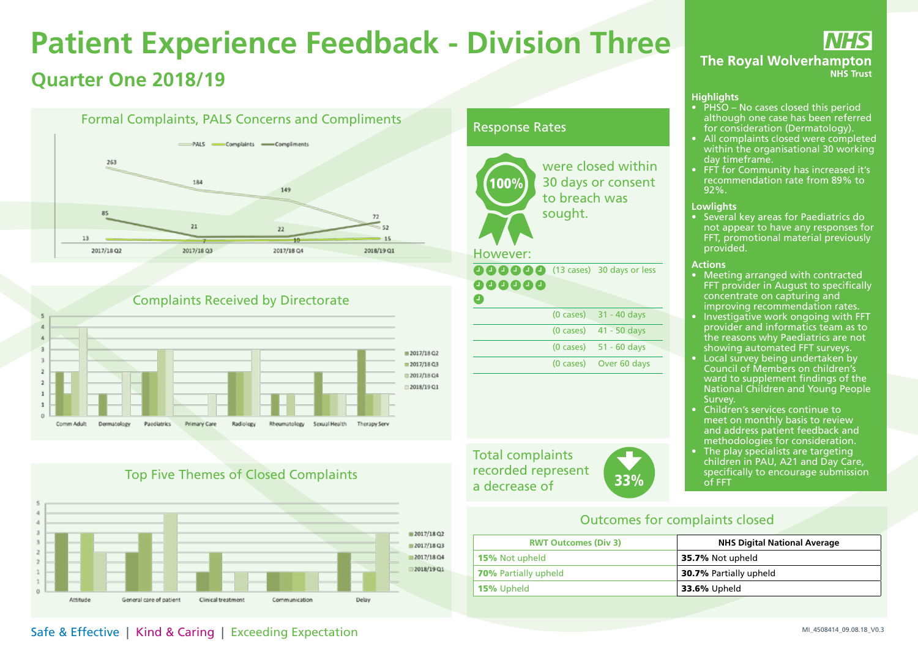# Patient Experience Feedback - Division Three

## Quarter One 2018/19

The Royal Wolverhampton NHS Trust

### Formal Complaints, PALS Concerns and Compliments

| | 2017/18 Q2 | 2017/18 Q3 | 2017/18 Q4 | 2018/19 Q1 |
|---|---|---|---|---|
| PALS | 263 | 184 | 149 | 52 |
| Complaints | 13 | 7 | 10 | 15 |
| Compliments | 85 | 21 | 22 | 72 |

### Complaints Received by Directorate

Comm Adult, Dermatology, Paediatrics, Primary Care, Radiology, Rheumatology, Sexual Health, Therapy Serv

2017/18 Q2, 2017/18 Q3, 2017/18 Q4, 2018/19 Q1

### Top Five Themes of Closed Complaints

Attitude, General care of patient, Clinical treatment, Communication, Delay

2017/18 Q2, 2017/18 Q3, 2017/18 Q4, 2018/19 Q1

### Response Rates

100% were closed within 30 days or consent to breach was sought.

However:

| | |
|---|---|
| (13 cases) | 30 days or less |
| (0 cases) | 31 - 40 days |
| (0 cases) | 41 - 50 days |
| (0 cases) | 51 - 60 days |
| (0 cases) | Over 60 days |

Total complaints recorded represent a decrease of 33%

### Highlights

- PHSO – No cases closed this period although one case has been referred for consideration (Dermatology).
- All complaints closed were completed within the organisational 30 working day timeframe.
- FFT for Community has increased it's recommendation rate from 89% to 92%.

### Lowlights

- Several key areas for Paediatrics do not appear to have any responses for FFT, promotional material previously provided.

### Actions

- Meeting arranged with contracted FFT provider in August to specifically concentrate on capturing and improving recommendation rates.
- Investigative work ongoing with FFT provider and informatics team as to the reasons why Paediatrics are not showing automated FFT surveys.
- Local survey being undertaken by Council of Members on children's ward to supplement findings of the National Children and Young People Survey.
- Children's services continue to meet on monthly basis to review and address patient feedback and methodologies for consideration.
- The play specialists are targeting children in PAU, A21 and Day Care, specifically to encourage submission of FFT

### Outcomes for complaints closed

| RWT Outcomes (Div 3) | NHS Digital National Average |
|---|---|
| **15%** Not upheld | **35.7%** Not upheld |
| **70%** Partially upheld | **30.7%** Partially upheld |
| **15%** Upheld | **33.6%** Upheld |

Safe & Effective | Kind & Caring | Exceeding Expectation

MI_4508414_09.08.18_V0.3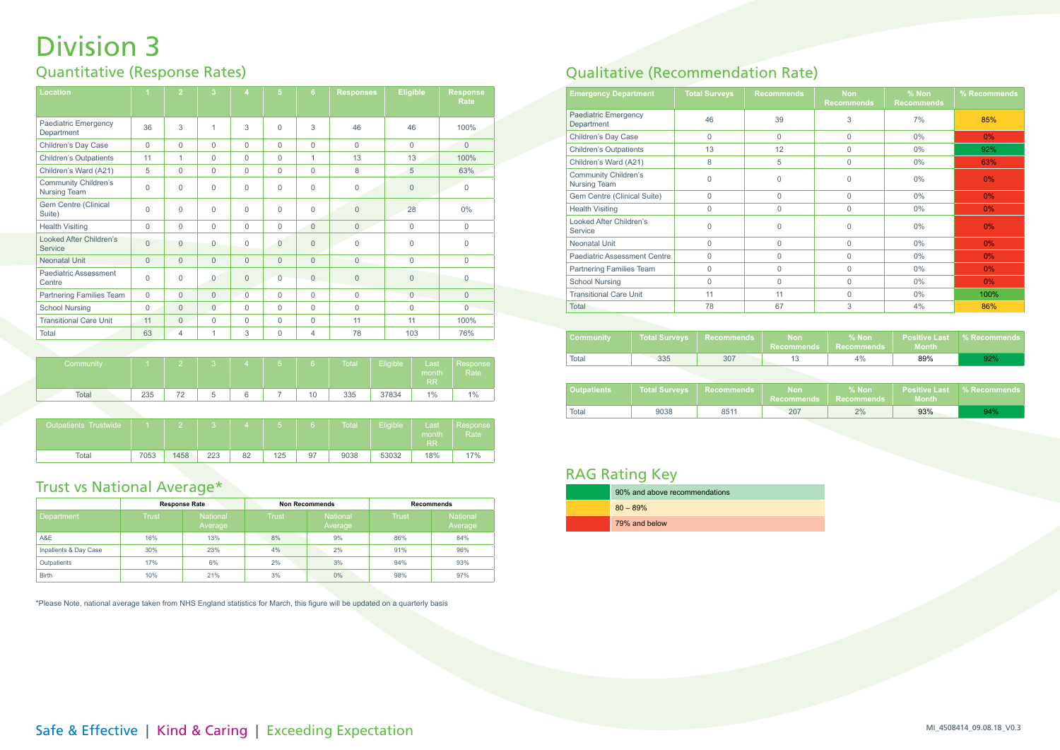# Division 3

## Quantitative (Response Rates)

| Location | 1 | 2 | 3 | 4 | 5 | 6 | Responses | Eligible | Response Rate |
|---|---|---|---|---|---|---|---|---|---|
| Paediatric Emergency Department | 36 | 3 | 1 | 3 | 0 | 3 | 46 | 46 | 100% |
| Children's Day Case | 0 | 0 | 0 | 0 | 0 | 0 | 0 | 0 | 0 |
| Children's Outpatients | 11 | 1 | 0 | 0 | 0 | 1 | 13 | 13 | 100% |
| Children's Ward (A21) | 5 | 0 | 0 | 0 | 0 | 0 | 8 | 5 | 63% |
| Community Children's Nursing Team | 0 | 0 | 0 | 0 | 0 | 0 | 0 | 0 | 0 |
| Gem Centre (Clinical Suite) | 0 | 0 | 0 | 0 | 0 | 0 | 0 | 28 | 0% |
| Health Visiting | 0 | 0 | 0 | 0 | 0 | 0 | 0 | 0 | 0 |
| Looked After Children's Service | 0 | 0 | 0 | 0 | 0 | 0 | 0 | 0 | 0 |
| Neonatal Unit | 0 | 0 | 0 | 0 | 0 | 0 | 0 | 0 | 0 |
| Paediatric Assessment Centre | 0 | 0 | 0 | 0 | 0 | 0 | 0 | 0 | 0 |
| Partnering Families Team | 0 | 0 | 0 | 0 | 0 | 0 | 0 | 0 | 0 |
| School Nursing | 0 | 0 | 0 | 0 | 0 | 0 | 0 | 0 | 0 |
| Transitional Care Unit | 11 | 0 | 0 | 0 | 0 | 0 | 11 | 11 | 100% |
| Total | 63 | 4 | 1 | 3 | 0 | 4 | 78 | 103 | 76% |

| Community | 1 | 2 | 3 | 4 | 5 | 6 | Total | Eligible | Last month RR | Response Rate |
|---|---|---|---|---|---|---|---|---|---|---|
| Total | 235 | 72 | 5 | 6 | 7 | 10 | 335 | 37834 | 1% | 1% |

| Outpatients Trustwide | 1 | 2 | 3 | 4 | 5 | 6 | Total | Eligible | Last month RR | Response Rate |
|---|---|---|---|---|---|---|---|---|---|---|
| Total | 7053 | 1458 | 223 | 82 | 125 | 97 | 9038 | 53032 | 18% | 17% |

## Trust vs National Average*

| | Response Rate | | Non Recommends | | Recommends | |
|---|---|---|---|---|---|---|
| Department | Trust | National Average | Trust | National Average | Trust | National Average |
| A&E | 16% | 13% | 8% | 9% | 86% | 84% |
| Inpatients & Day Case | 30% | 23% | 4% | 2% | 91% | 96% |
| Outpatients | 17% | 6% | 2% | 3% | 94% | 93% |
| Birth | 10% | 21% | 3% | 0% | 98% | 97% |

*Please Note, national average taken from NHS England statistics for March, this figure will be updated on a quarterly basis

## Qualitative (Recommendation Rate)

| Emergency Department | Total Surveys | Recommends | Non Recommends | % Non Recommends | % Recommends |
|---|---|---|---|---|---|
| Paediatric Emergency Department | 46 | 39 | 3 | 7% | 85% |
| Children's Day Case | 0 | 0 | 0 | 0% | 0% |
| Children's Outpatients | 13 | 12 | 0 | 0% | 92% |
| Children's Ward (A21) | 8 | 5 | 0 | 0% | 63% |
| Community Children's Nursing Team | 0 | 0 | 0 | 0% | 0% |
| Gem Centre (Clinical Suite) | 0 | 0 | 0 | 0% | 0% |
| Health Visiting | 0 | 0 | 0 | 0% | 0% |
| Looked After Children's Service | 0 | 0 | 0 | 0% | 0% |
| Neonatal Unit | 0 | 0 | 0 | 0% | 0% |
| Paediatric Assessment Centre | 0 | 0 | 0 | 0% | 0% |
| Partnering Families Team | 0 | 0 | 0 | 0% | 0% |
| School Nursing | 0 | 0 | 0 | 0% | 0% |
| Transitional Care Unit | 11 | 11 | 0 | 0% | 100% |
| Total | 78 | 67 | 3 | 4% | 86% |

| Community | Total Surveys | Recommends | Non Recommends | % Non Recommends | Positive Last Month | % Recommends |
|---|---|---|---|---|---|---|
| Total | 335 | 307 | 13 | 4% | 89% | 92% |

| Outpatients | Total Surveys | Recommends | Non Recommends | % Non Recommends | Positive Last Month | % Recommends |
|---|---|---|---|---|---|---|
| Total | 9038 | 8511 | 207 | 2% | 93% | 94% |

## RAG Rating Key

- 90% and above recommendations
- 80 – 89%
- 79% and below

Safe & Effective | Kind & Caring | Exceeding Expectation

MI_4508414_09.08.18_V0.3